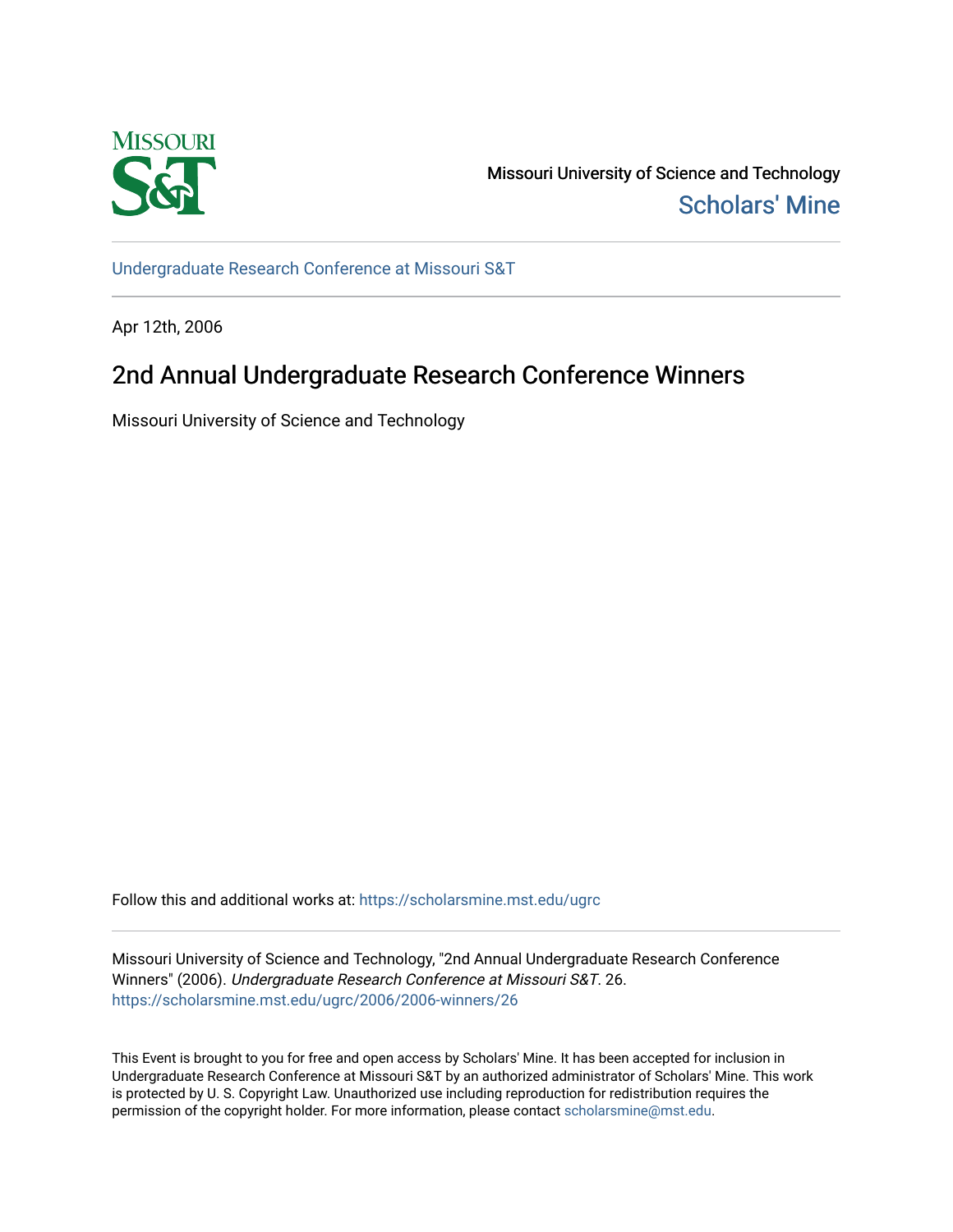Missouri University of Science and Technology

Scholars' Mine

Undergraduate Research Conference at Missouri S&T

Apr 12th, 2006

# 2nd Annual Undergraduate Research Conference Winners

Missouri University of Science and Technology

Follow this and additional works at: https://scholarsmine.mst.edu/ugrc

Missouri University of Science and Technology, "2nd Annual Undergraduate Research Conference Winners" (2006). *Undergraduate Research Conference at Missouri S&T*. 26.
https://scholarsmine.mst.edu/ugrc/2006/2006-winners/26

This Event is brought to you for free and open access by Scholars' Mine. It has been accepted for inclusion in Undergraduate Research Conference at Missouri S&T by an authorized administrator of Scholars' Mine. This work is protected by U. S. Copyright Law. Unauthorized use including reproduction for redistribution requires the permission of the copyright holder. For more information, please contact scholarsmine@mst.edu.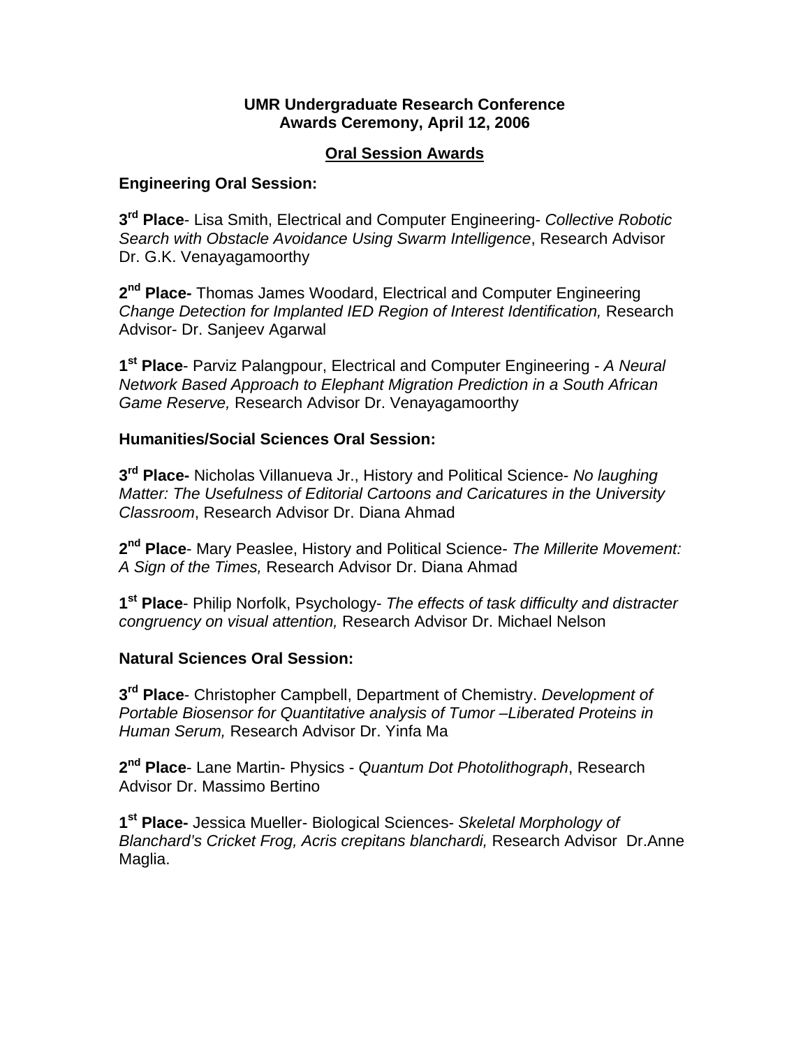**UMR Undergraduate Research Conference**
**Awards Ceremony, April 12, 2006**

## Oral Session Awards

### Engineering Oral Session:

**3rd Place**- Lisa Smith, Electrical and Computer Engineering- *Collective Robotic Search with Obstacle Avoidance Using Swarm Intelligence*, Research Advisor Dr. G.K. Venayagamoorthy

**2nd Place-** Thomas James Woodard, Electrical and Computer Engineering *Change Detection for Implanted IED Region of Interest Identification,* Research Advisor- Dr. Sanjeev Agarwal

**1st Place**- Parviz Palangpour, Electrical and Computer Engineering - *A Neural Network Based Approach to Elephant Migration Prediction in a South African Game Reserve,* Research Advisor Dr. Venayagamoorthy

### Humanities/Social Sciences Oral Session:

**3rd Place-** Nicholas Villanueva Jr., History and Political Science- *No laughing Matter: The Usefulness of Editorial Cartoons and Caricatures in the University Classroom*, Research Advisor Dr. Diana Ahmad

**2nd Place**- Mary Peaslee, History and Political Science- *The Millerite Movement: A Sign of the Times,* Research Advisor Dr. Diana Ahmad

**1st Place**- Philip Norfolk, Psychology- *The effects of task difficulty and distracter congruency on visual attention,* Research Advisor Dr. Michael Nelson

### Natural Sciences Oral Session:

**3rd Place**- Christopher Campbell, Department of Chemistry. *Development of Portable Biosensor for Quantitative analysis of Tumor –Liberated Proteins in Human Serum,* Research Advisor Dr. Yinfa Ma

**2nd Place**- Lane Martin- Physics - *Quantum Dot Photolithograph*, Research Advisor Dr. Massimo Bertino

**1st Place-** Jessica Mueller- Biological Sciences- *Skeletal Morphology of Blanchard's Cricket Frog, Acris crepitans blanchardi,* Research Advisor Dr.Anne Maglia.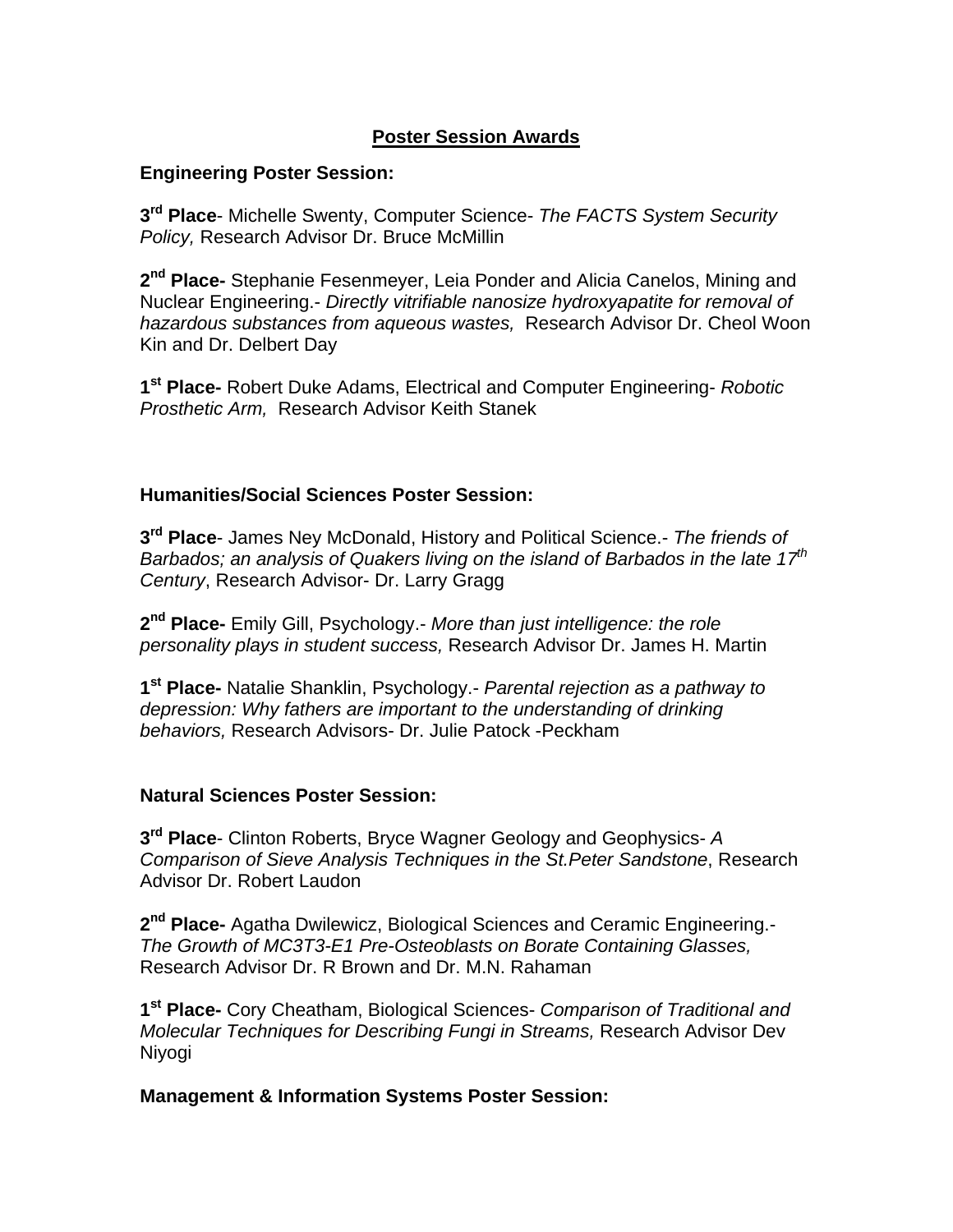## Poster Session Awards

**Engineering Poster Session:**

**3rd Place**- Michelle Swenty, Computer Science- *The FACTS System Security Policy,* Research Advisor Dr. Bruce McMillin

**2nd Place-** Stephanie Fesenmeyer, Leia Ponder and Alicia Canelos, Mining and Nuclear Engineering.- *Directly vitrifiable nanosize hydroxyapatite for removal of hazardous substances from aqueous wastes,* Research Advisor Dr. Cheol Woon Kin and Dr. Delbert Day

**1st Place-** Robert Duke Adams, Electrical and Computer Engineering- *Robotic Prosthetic Arm,* Research Advisor Keith Stanek

**Humanities/Social Sciences Poster Session:**

**3rd Place**- James Ney McDonald, History and Political Science.- *The friends of Barbados; an analysis of Quakers living on the island of Barbados in the late 17th Century*, Research Advisor- Dr. Larry Gragg

**2nd Place-** Emily Gill, Psychology.- *More than just intelligence: the role personality plays in student success,* Research Advisor Dr. James H. Martin

**1st Place-** Natalie Shanklin, Psychology.- *Parental rejection as a pathway to depression: Why fathers are important to the understanding of drinking behaviors,* Research Advisors- Dr. Julie Patock -Peckham

**Natural Sciences Poster Session:**

**3rd Place**- Clinton Roberts, Bryce Wagner Geology and Geophysics- *A Comparison of Sieve Analysis Techniques in the St.Peter Sandstone*, Research Advisor Dr. Robert Laudon

**2nd Place-** Agatha Dwilewicz, Biological Sciences and Ceramic Engineering.- *The Growth of MC3T3-E1 Pre-Osteoblasts on Borate Containing Glasses,* Research Advisor Dr. R Brown and Dr. M.N. Rahaman

**1st Place-** Cory Cheatham, Biological Sciences- *Comparison of Traditional and Molecular Techniques for Describing Fungi in Streams,* Research Advisor Dev Niyogi

**Management & Information Systems Poster Session:**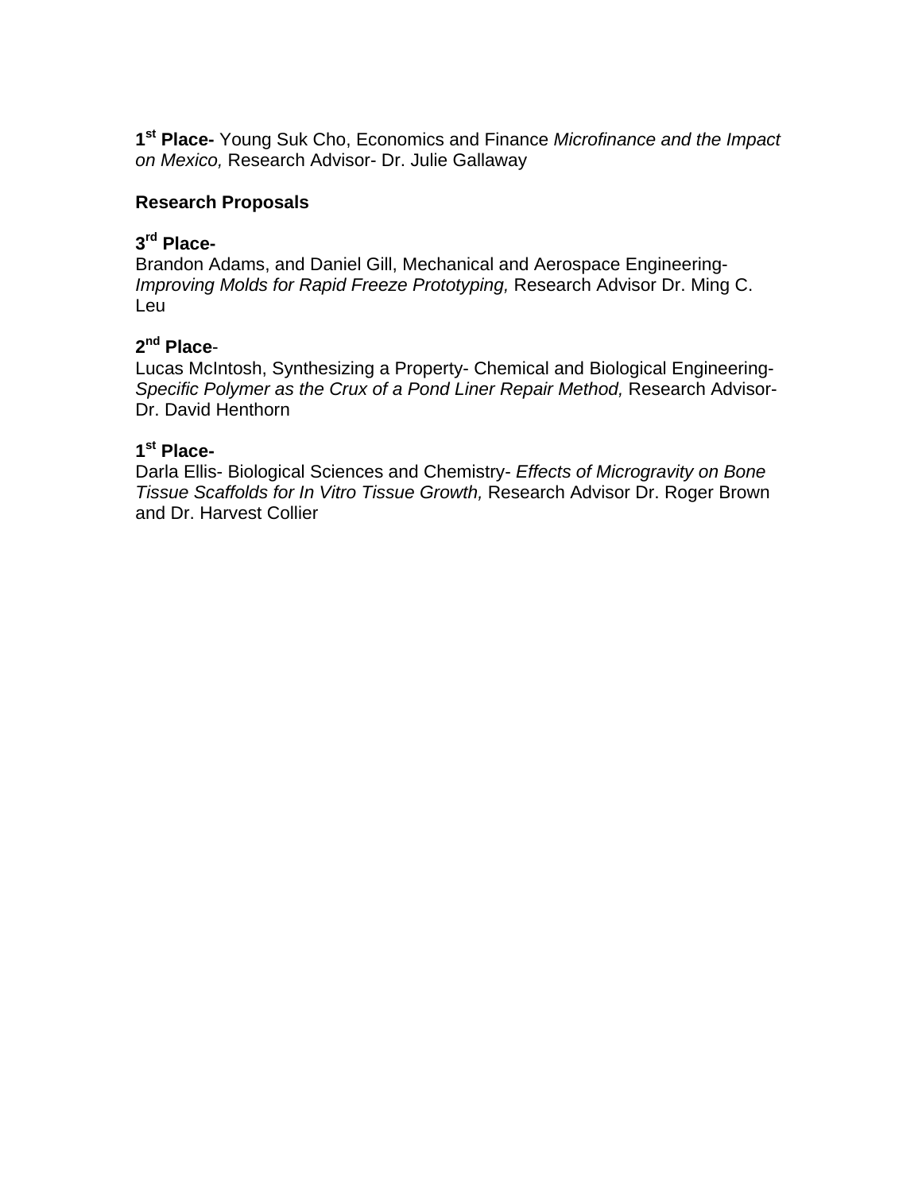**1st Place-** Young Suk Cho, Economics and Finance *Microfinance and the Impact on Mexico,* Research Advisor- Dr. Julie Gallaway

**Research Proposals**

**3rd Place-**
Brandon Adams, and Daniel Gill, Mechanical and Aerospace Engineering- *Improving Molds for Rapid Freeze Prototyping,* Research Advisor Dr. Ming C. Leu

**2nd Place**-
Lucas McIntosh, Synthesizing a Property- Chemical and Biological Engineering- *Specific Polymer as the Crux of a Pond Liner Repair Method,* Research Advisor- Dr. David Henthorn

**1st Place-**
Darla Ellis- Biological Sciences and Chemistry- *Effects of Microgravity on Bone Tissue Scaffolds for In Vitro Tissue Growth,* Research Advisor Dr. Roger Brown and Dr. Harvest Collier